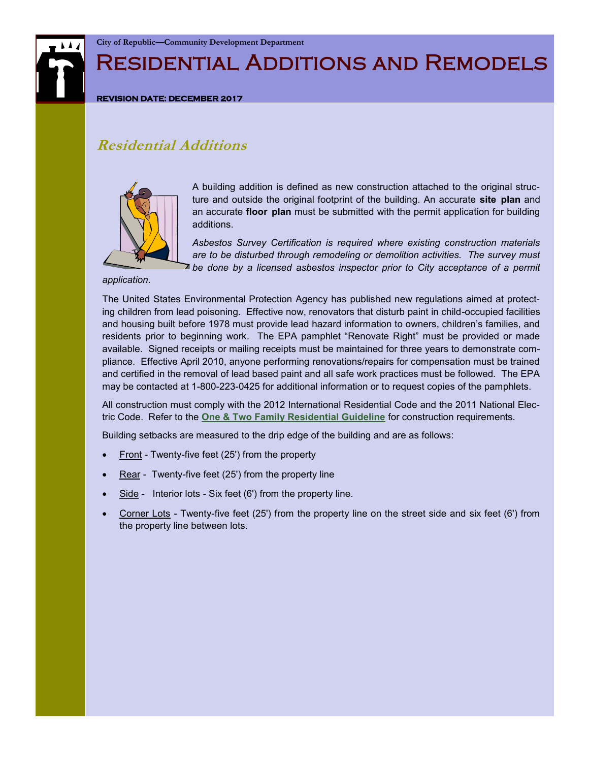City of Republic—Community Development Department

# Residential Additions and Remodels

**REVISION DATE: DECEMBER 2017**

## Residential Additions

A building addition is defined as new construction attached to the original structure and outside the original footprint of the building. An accurate **site plan** and an accurate **floor plan** must be submitted with the permit application for building additions.

*Asbestos Survey Certification is required where existing construction materials are to be disturbed through remodeling or demolition activities. The survey must be done by a licensed asbestos inspector prior to City acceptance of a permit application.*

The United States Environmental Protection Agency has published new regulations aimed at protecting children from lead poisoning. Effective now, renovators that disturb paint in child-occupied facilities and housing built before 1978 must provide lead hazard information to owners, children's families, and residents prior to beginning work. The EPA pamphlet "Renovate Right" must be provided or made available. Signed receipts or mailing receipts must be maintained for three years to demonstrate compliance. Effective April 2010, anyone performing renovations/repairs for compensation must be trained and certified in the removal of lead based paint and all safe work practices must be followed. The EPA may be contacted at 1-800-223-0425 for additional information or to request copies of the pamphlets.

All construction must comply with the 2012 International Residential Code and the 2011 National Electric Code. Refer to the **One & Two Family Residential Guideline** for construction requirements.

Building setbacks are measured to the drip edge of the building and are as follows:

- Front - Twenty-five feet (25') from the property
- Rear - Twenty-five feet (25') from the property line
- Side - Interior lots - Six feet (6') from the property line.
- Corner Lots - Twenty-five feet (25') from the property line on the street side and six feet (6') from the property line between lots.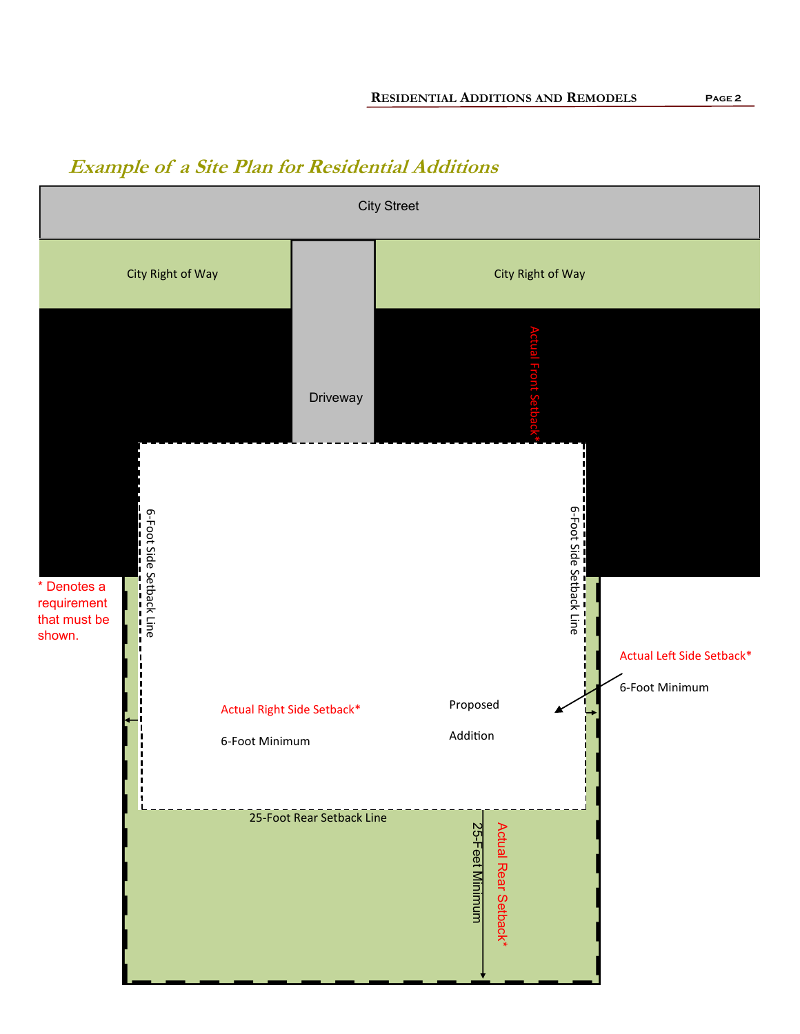## *Example of a Site Plan for Residential Additions*

City Street

City Right of Way

City Right of Way

Driveway

Actual Front Setback*

6-Foot Side Setback Line

6-Foot Side Setback Line

* Denotes a requirement that must be shown.

Actual Left Side Setback*

6-Foot Minimum

Proposed

Addition

Actual Right Side Setback*

6-Foot Minimum

25-Foot Rear Setback Line

25-Feet Minimum

Actual Rear Setback*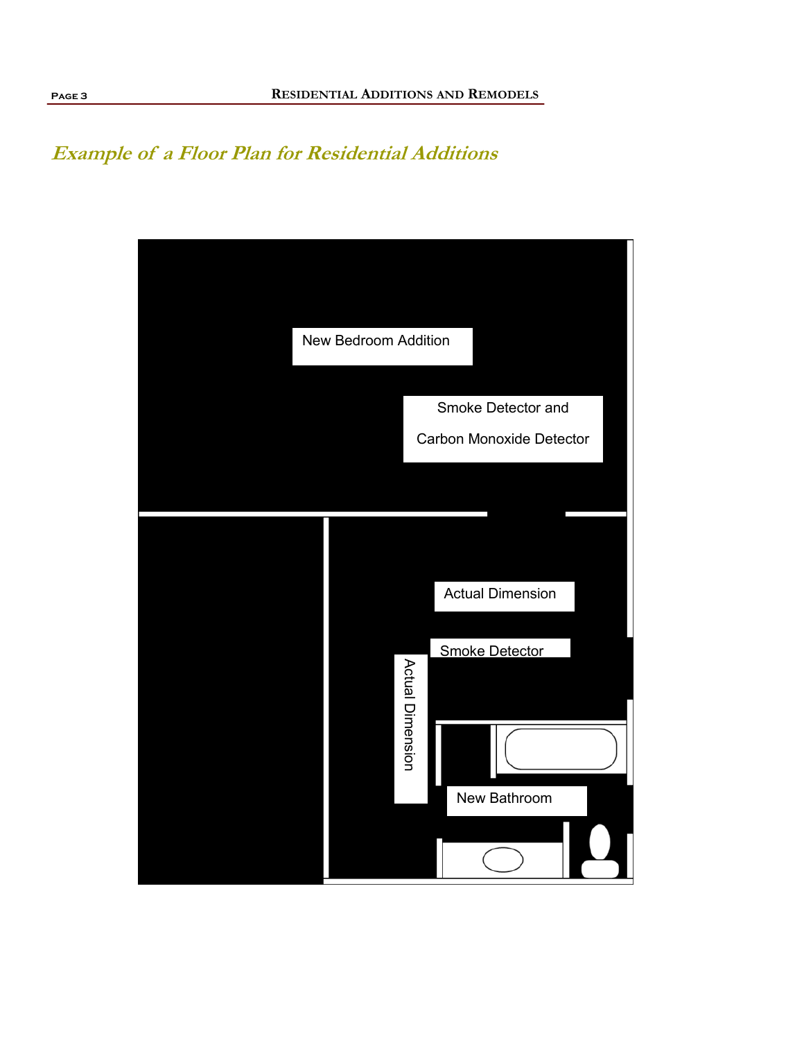## *Example of a Floor Plan for Residential Additions*

New Bedroom Addition

Smoke Detector and

Carbon Monoxide Detector

Actual Dimension

Smoke Detector

Actual Dimension

New Bathroom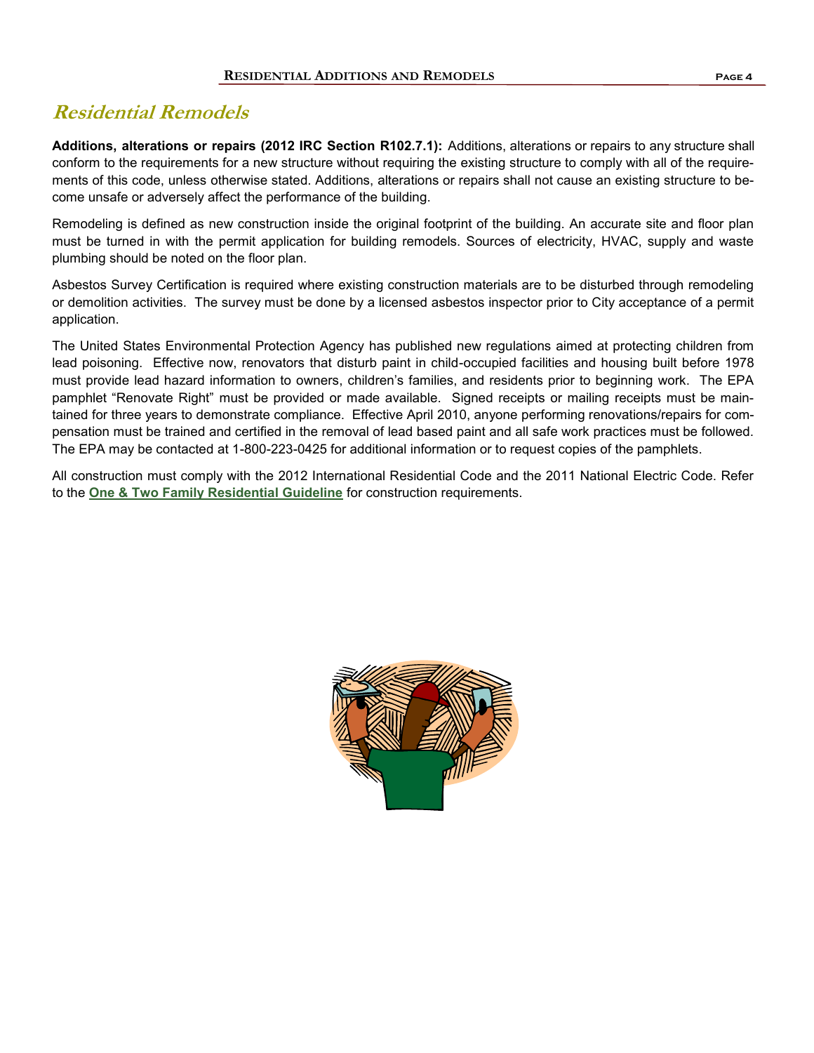# Residential Remodels

**Additions, alterations or repairs (2012 IRC Section R102.7.1):** Additions, alterations or repairs to any structure shall conform to the requirements for a new structure without requiring the existing structure to comply with all of the requirements of this code, unless otherwise stated. Additions, alterations or repairs shall not cause an existing structure to become unsafe or adversely affect the performance of the building.

Remodeling is defined as new construction inside the original footprint of the building. An accurate site and floor plan must be turned in with the permit application for building remodels. Sources of electricity, HVAC, supply and waste plumbing should be noted on the floor plan.

Asbestos Survey Certification is required where existing construction materials are to be disturbed through remodeling or demolition activities. The survey must be done by a licensed asbestos inspector prior to City acceptance of a permit application.

The United States Environmental Protection Agency has published new regulations aimed at protecting children from lead poisoning. Effective now, renovators that disturb paint in child-occupied facilities and housing built before 1978 must provide lead hazard information to owners, children's families, and residents prior to beginning work. The EPA pamphlet "Renovate Right" must be provided or made available. Signed receipts or mailing receipts must be maintained for three years to demonstrate compliance. Effective April 2010, anyone performing renovations/repairs for compensation must be trained and certified in the removal of lead based paint and all safe work practices must be followed. The EPA may be contacted at 1-800-223-0425 for additional information or to request copies of the pamphlets.

All construction must comply with the 2012 International Residential Code and the 2011 National Electric Code. Refer to the **One & Two Family Residential Guideline** for construction requirements.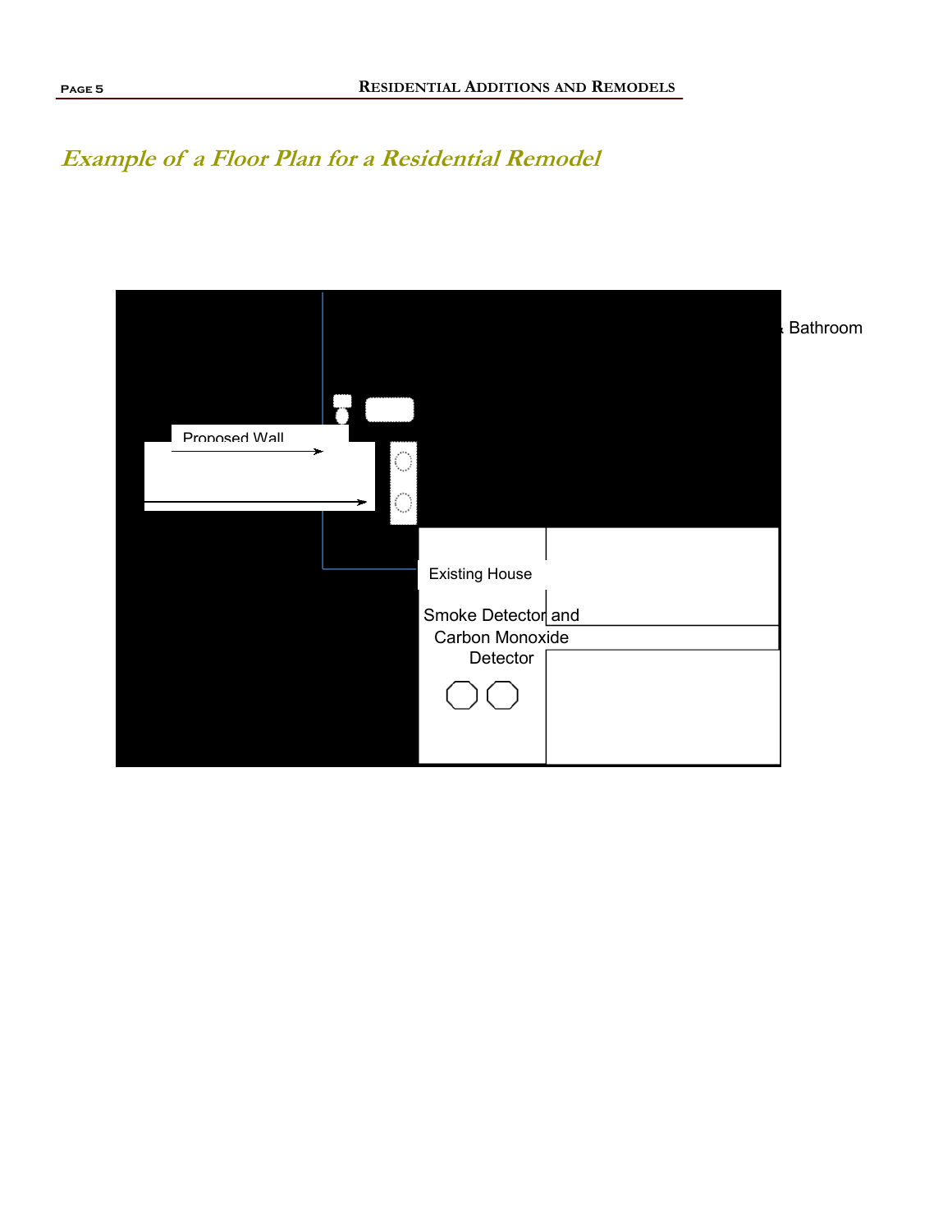## *Example of a Floor Plan for a Residential Remodel*

Bathroom

Proposed Wall

Existing House

Smoke Detector and Carbon Monoxide Detector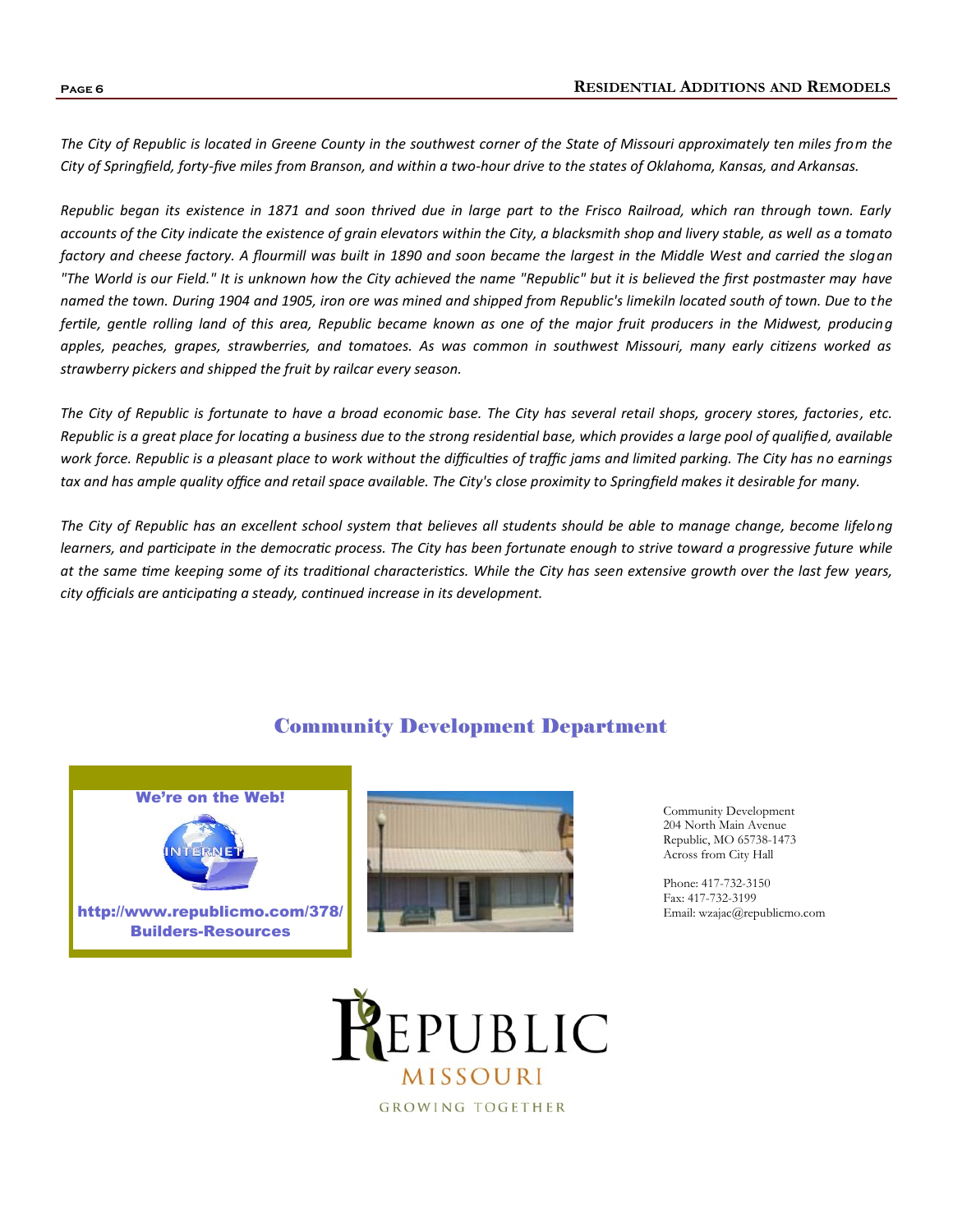*The City of Republic is located in Greene County in the southwest corner of the State of Missouri approximately ten miles from the City of Springfield, forty-five miles from Branson, and within a two-hour drive to the states of Oklahoma, Kansas, and Arkansas.*

*Republic began its existence in 1871 and soon thrived due in large part to the Frisco Railroad, which ran through town. Early accounts of the City indicate the existence of grain elevators within the City, a blacksmith shop and livery stable, as well as a tomato factory and cheese factory. A flourmill was built in 1890 and soon became the largest in the Middle West and carried the slogan "The World is our Field." It is unknown how the City achieved the name "Republic" but it is believed the first postmaster may have named the town. During 1904 and 1905, iron ore was mined and shipped from Republic's limekiln located south of town. Due to the fertile, gentle rolling land of this area, Republic became known as one of the major fruit producers in the Midwest, producing apples, peaches, grapes, strawberries, and tomatoes. As was common in southwest Missouri, many early citizens worked as strawberry pickers and shipped the fruit by railcar every season.*

*The City of Republic is fortunate to have a broad economic base. The City has several retail shops, grocery stores, factories, etc. Republic is a great place for locating a business due to the strong residential base, which provides a large pool of qualified, available work force. Republic is a pleasant place to work without the difficulties of traffic jams and limited parking. The City has no earnings tax and has ample quality office and retail space available. The City's close proximity to Springfield makes it desirable for many.*

*The City of Republic has an excellent school system that believes all students should be able to manage change, become lifelong learners, and participate in the democratic process. The City has been fortunate enough to strive toward a progressive future while at the same time keeping some of its traditional characteristics. While the City has seen extensive growth over the last few years, city officials are anticipating a steady, continued increase in its development.*

## Community Development Department

**We're on the Web!**

**http://www.republicmo.com/378/Builders-Resources**

Community Development
204 North Main Avenue
Republic, MO 65738-1473
Across from City Hall

Phone: 417-732-3150
Fax: 417-732-3199
Email: wzajac@republicmo.com

REPUBLIC
MISSOURI
GROWING TOGETHER